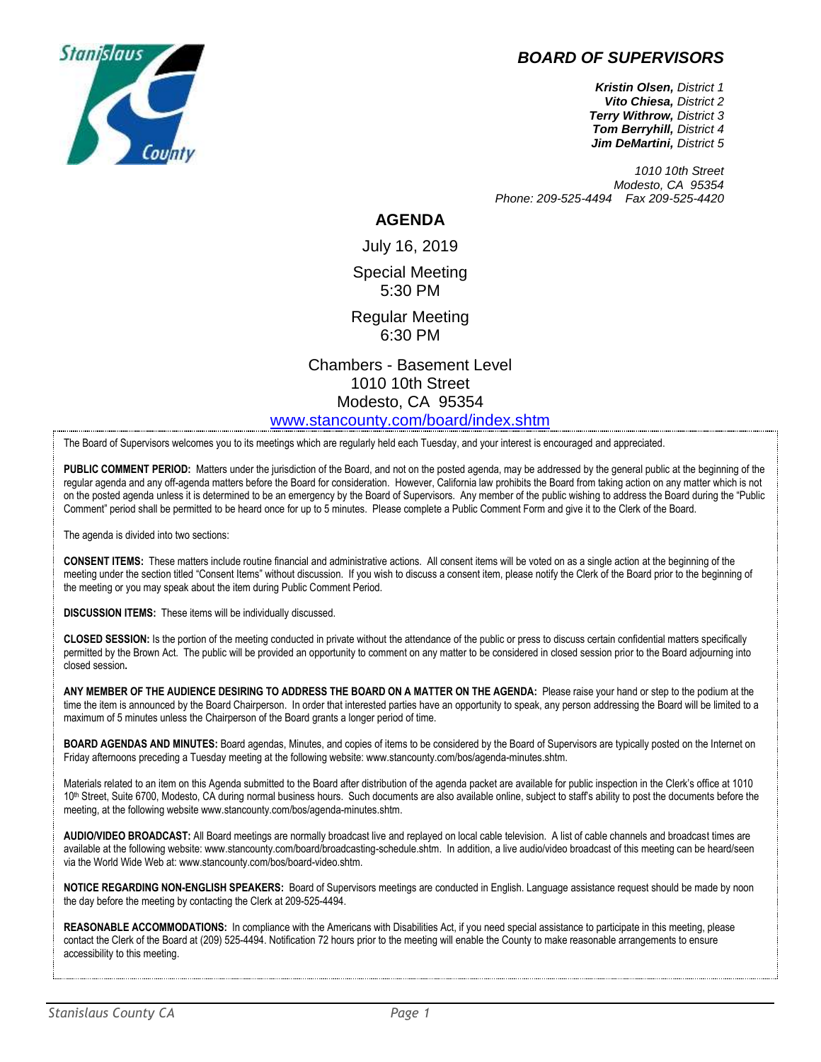# BOARD OF SUPERVISORS

***Kristin Olsen,*** *District 1*
***Vito Chiesa,*** *District 2*
***Terry Withrow,*** *District 3*
***Tom Berryhill,*** *District 4*
***Jim DeMartini,*** *District 5*

*1010 10th Street*
*Modesto, CA 95354*
*Phone: 209-525-4494 Fax 209-525-4420*

## AGENDA

July 16, 2019

Special Meeting
5:30 PM

Regular Meeting
6:30 PM

Chambers - Basement Level
1010 10th Street
Modesto, CA 95354
[www.stancounty.com/board/index.shtm](http://www.stancounty.com/board/index.shtm)

The Board of Supervisors welcomes you to its meetings which are regularly held each Tuesday, and your interest is encouraged and appreciated.

**PUBLIC COMMENT PERIOD:** Matters under the jurisdiction of the Board, and not on the posted agenda, may be addressed by the general public at the beginning of the regular agenda and any off-agenda matters before the Board for consideration. However, California law prohibits the Board from taking action on any matter which is not on the posted agenda unless it is determined to be an emergency by the Board of Supervisors. Any member of the public wishing to address the Board during the "Public Comment" period shall be permitted to be heard once for up to 5 minutes. Please complete a Public Comment Form and give it to the Clerk of the Board.

The agenda is divided into two sections:

**CONSENT ITEMS:** These matters include routine financial and administrative actions. All consent items will be voted on as a single action at the beginning of the meeting under the section titled "Consent Items" without discussion. If you wish to discuss a consent item, please notify the Clerk of the Board prior to the beginning of the meeting or you may speak about the item during Public Comment Period.

**DISCUSSION ITEMS:** These items will be individually discussed.

**CLOSED SESSION:** Is the portion of the meeting conducted in private without the attendance of the public or press to discuss certain confidential matters specifically permitted by the Brown Act. The public will be provided an opportunity to comment on any matter to be considered in closed session prior to the Board adjourning into closed session**.**

**ANY MEMBER OF THE AUDIENCE DESIRING TO ADDRESS THE BOARD ON A MATTER ON THE AGENDA:** Please raise your hand or step to the podium at the time the item is announced by the Board Chairperson. In order that interested parties have an opportunity to speak, any person addressing the Board will be limited to a maximum of 5 minutes unless the Chairperson of the Board grants a longer period of time.

**BOARD AGENDAS AND MINUTES:** Board agendas, Minutes, and copies of items to be considered by the Board of Supervisors are typically posted on the Internet on Friday afternoons preceding a Tuesday meeting at the following website: www.stancounty.com/bos/agenda-minutes.shtm.

Materials related to an item on this Agenda submitted to the Board after distribution of the agenda packet are available for public inspection in the Clerk's office at 1010 10th Street, Suite 6700, Modesto, CA during normal business hours. Such documents are also available online, subject to staff's ability to post the documents before the meeting, at the following website www.stancounty.com/bos/agenda-minutes.shtm.

**AUDIO/VIDEO BROADCAST:** All Board meetings are normally broadcast live and replayed on local cable television. A list of cable channels and broadcast times are available at the following website: www.stancounty.com/board/broadcasting-schedule.shtm. In addition, a live audio/video broadcast of this meeting can be heard/seen via the World Wide Web at: www.stancounty.com/bos/board-video.shtm.

**NOTICE REGARDING NON-ENGLISH SPEAKERS:** Board of Supervisors meetings are conducted in English. Language assistance request should be made by noon the day before the meeting by contacting the Clerk at 209-525-4494.

**REASONABLE ACCOMMODATIONS:** In compliance with the Americans with Disabilities Act, if you need special assistance to participate in this meeting, please contact the Clerk of the Board at (209) 525-4494. Notification 72 hours prior to the meeting will enable the County to make reasonable arrangements to ensure accessibility to this meeting.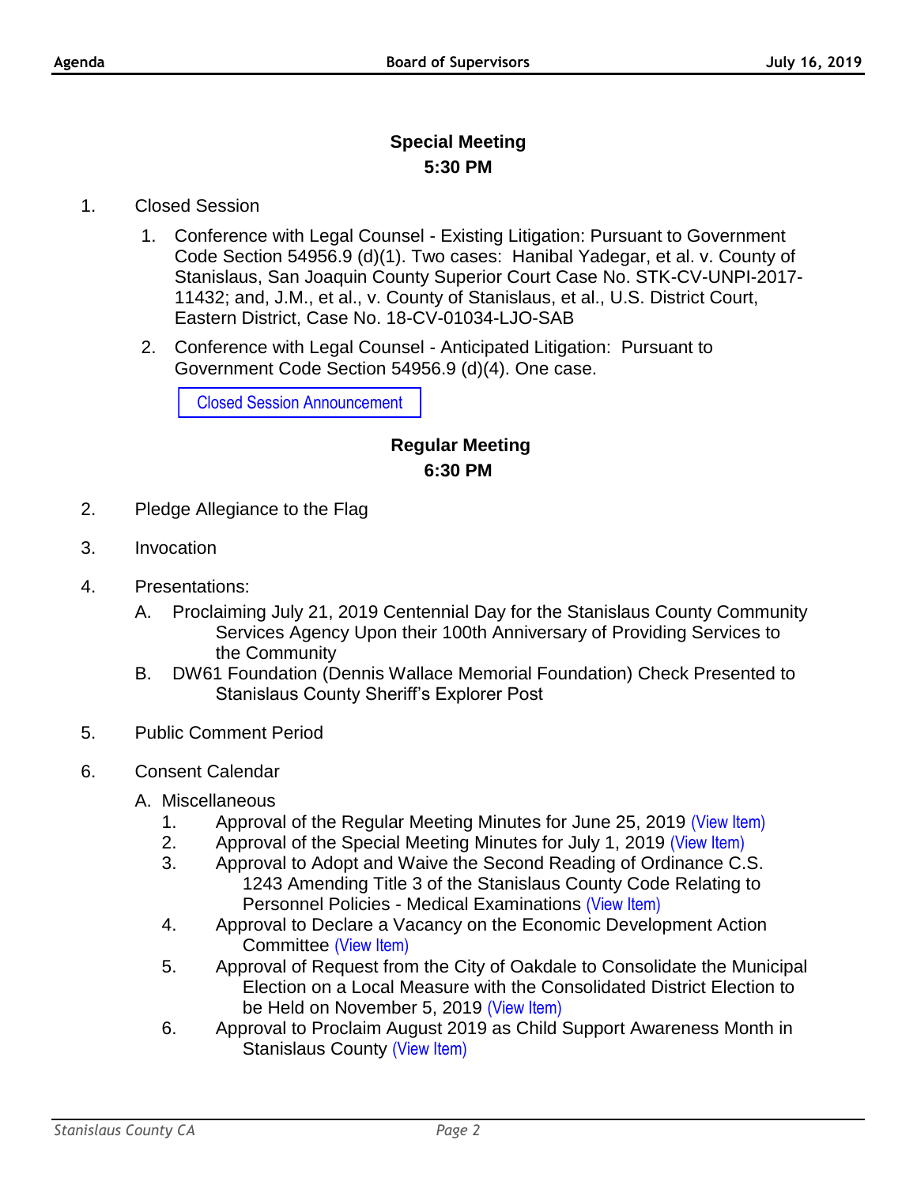### Special Meeting
### 5:30 PM

1. Closed Session

   1. Conference with Legal Counsel - Existing Litigation: Pursuant to Government Code Section 54956.9 (d)(1). Two cases: Hanibal Yadegar, et al. v. County of Stanislaus, San Joaquin County Superior Court Case No. STK-CV-UNPI-2017-11432; and, J.M., et al., v. County of Stanislaus, et al., U.S. District Court, Eastern District, Case No. 18-CV-01034-LJO-SAB

   2. Conference with Legal Counsel - Anticipated Litigation: Pursuant to Government Code Section 54956.9 (d)(4). One case.

   Closed Session Announcement

### Regular Meeting
### 6:30 PM

2. Pledge Allegiance to the Flag

3. Invocation

4. Presentations:

   A. Proclaiming July 21, 2019 Centennial Day for the Stanislaus County Community Services Agency Upon their 100th Anniversary of Providing Services to the Community

   B. DW61 Foundation (Dennis Wallace Memorial Foundation) Check Presented to Stanislaus County Sheriff's Explorer Post

5. Public Comment Period

6. Consent Calendar

   A. Miscellaneous

      1. Approval of the Regular Meeting Minutes for June 25, 2019 (View Item)
      2. Approval of the Special Meeting Minutes for July 1, 2019 (View Item)
      3. Approval to Adopt and Waive the Second Reading of Ordinance C.S. 1243 Amending Title 3 of the Stanislaus County Code Relating to Personnel Policies - Medical Examinations (View Item)
      4. Approval to Declare a Vacancy on the Economic Development Action Committee (View Item)
      5. Approval of Request from the City of Oakdale to Consolidate the Municipal Election on a Local Measure with the Consolidated District Election to be Held on November 5, 2019 (View Item)
      6. Approval to Proclaim August 2019 as Child Support Awareness Month in Stanislaus County (View Item)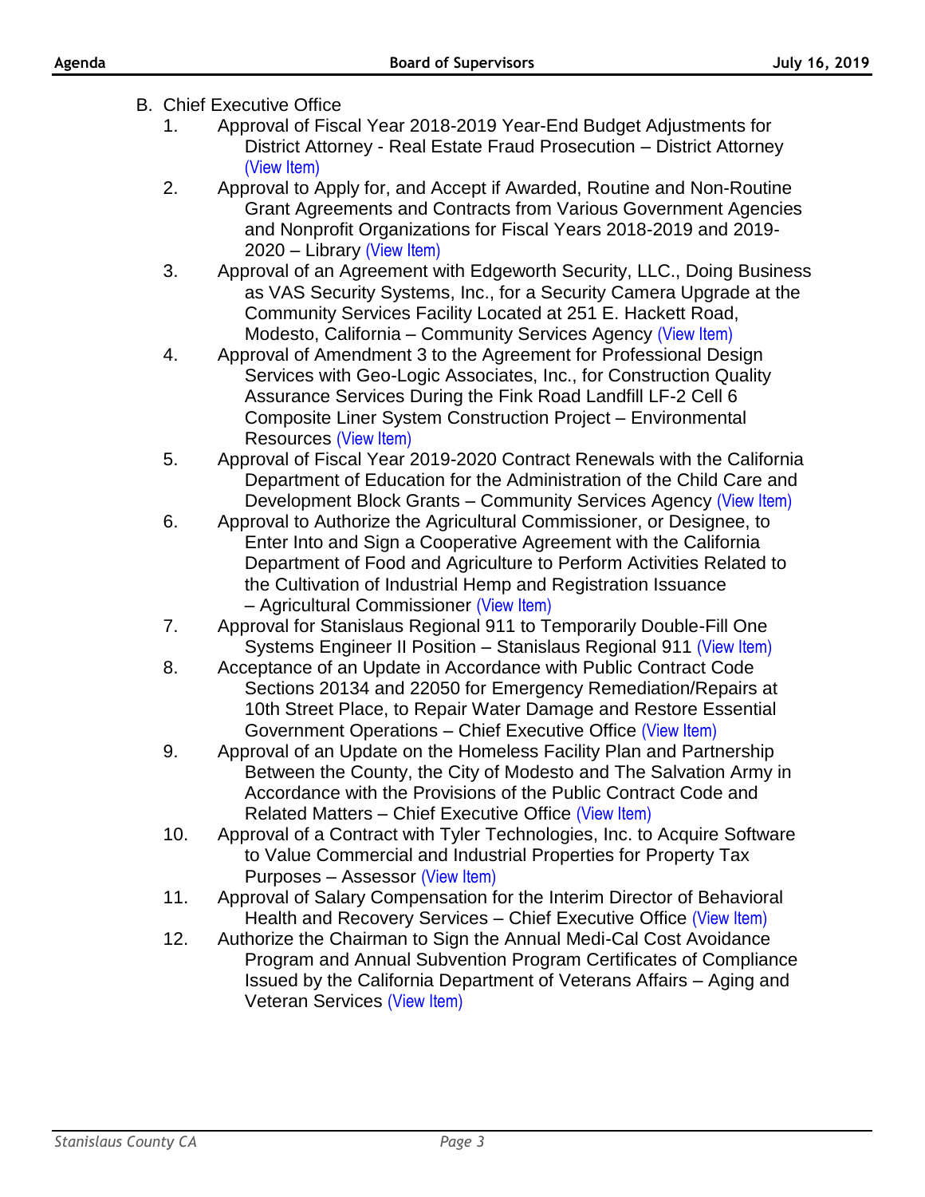B. Chief Executive Office

1. Approval of Fiscal Year 2018-2019 Year-End Budget Adjustments for District Attorney - Real Estate Fraud Prosecution – District Attorney (View Item)
2. Approval to Apply for, and Accept if Awarded, Routine and Non-Routine Grant Agreements and Contracts from Various Government Agencies and Nonprofit Organizations for Fiscal Years 2018-2019 and 2019-2020 – Library (View Item)
3. Approval of an Agreement with Edgeworth Security, LLC., Doing Business as VAS Security Systems, Inc., for a Security Camera Upgrade at the Community Services Facility Located at 251 E. Hackett Road, Modesto, California – Community Services Agency (View Item)
4. Approval of Amendment 3 to the Agreement for Professional Design Services with Geo-Logic Associates, Inc., for Construction Quality Assurance Services During the Fink Road Landfill LF-2 Cell 6 Composite Liner System Construction Project – Environmental Resources (View Item)
5. Approval of Fiscal Year 2019-2020 Contract Renewals with the California Department of Education for the Administration of the Child Care and Development Block Grants – Community Services Agency (View Item)
6. Approval to Authorize the Agricultural Commissioner, or Designee, to Enter Into and Sign a Cooperative Agreement with the California Department of Food and Agriculture to Perform Activities Related to the Cultivation of Industrial Hemp and Registration Issuance – Agricultural Commissioner (View Item)
7. Approval for Stanislaus Regional 911 to Temporarily Double-Fill One Systems Engineer II Position – Stanislaus Regional 911 (View Item)
8. Acceptance of an Update in Accordance with Public Contract Code Sections 20134 and 22050 for Emergency Remediation/Repairs at 10th Street Place, to Repair Water Damage and Restore Essential Government Operations – Chief Executive Office (View Item)
9. Approval of an Update on the Homeless Facility Plan and Partnership Between the County, the City of Modesto and The Salvation Army in Accordance with the Provisions of the Public Contract Code and Related Matters – Chief Executive Office (View Item)
10. Approval of a Contract with Tyler Technologies, Inc. to Acquire Software to Value Commercial and Industrial Properties for Property Tax Purposes – Assessor (View Item)
11. Approval of Salary Compensation for the Interim Director of Behavioral Health and Recovery Services – Chief Executive Office (View Item)
12. Authorize the Chairman to Sign the Annual Medi-Cal Cost Avoidance Program and Annual Subvention Program Certificates of Compliance Issued by the California Department of Veterans Affairs – Aging and Veteran Services (View Item)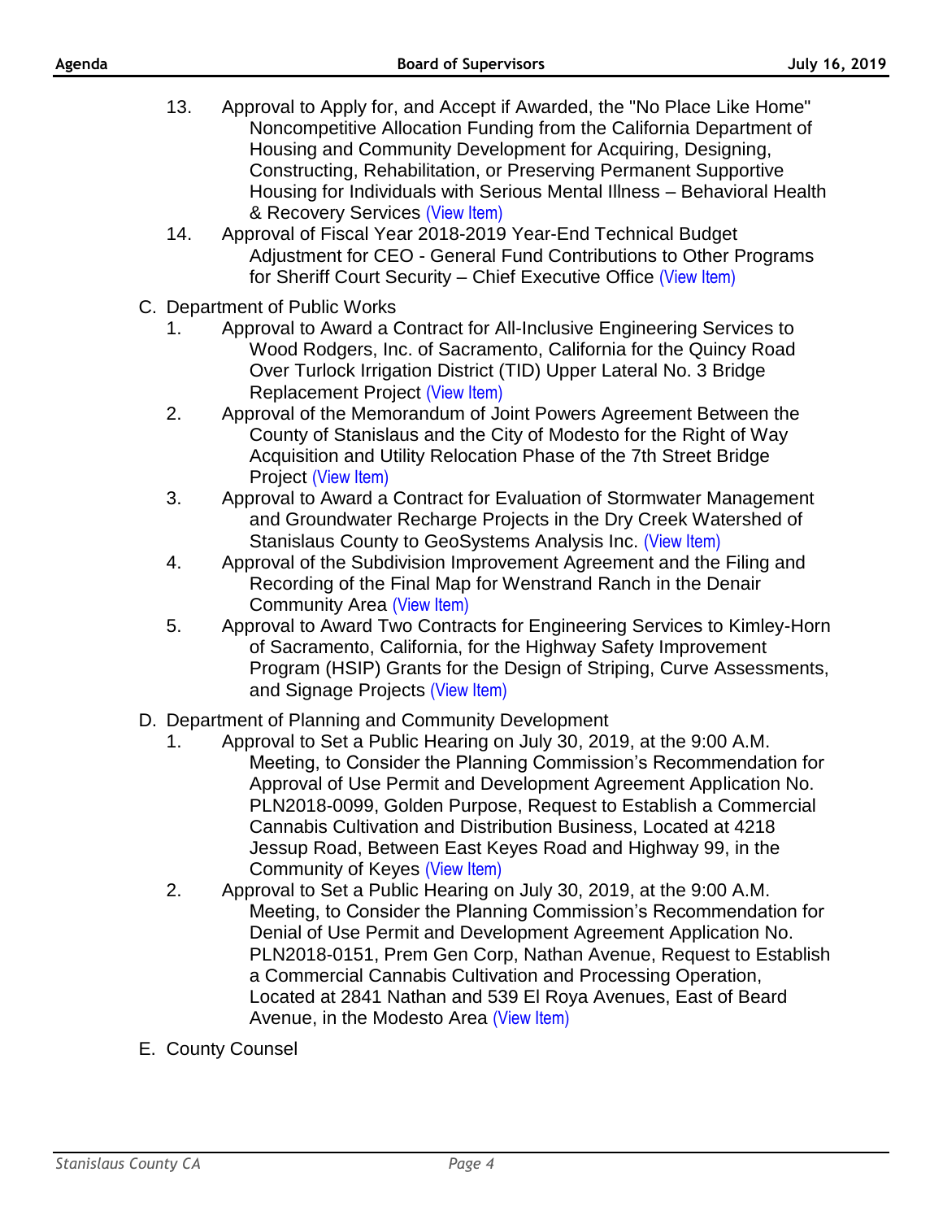13. Approval to Apply for, and Accept if Awarded, the "No Place Like Home" Noncompetitive Allocation Funding from the California Department of Housing and Community Development for Acquiring, Designing, Constructing, Rehabilitation, or Preserving Permanent Supportive Housing for Individuals with Serious Mental Illness – Behavioral Health & Recovery Services (View Item)
14. Approval of Fiscal Year 2018-2019 Year-End Technical Budget Adjustment for CEO - General Fund Contributions to Other Programs for Sheriff Court Security – Chief Executive Office (View Item)

C. Department of Public Works

1. Approval to Award a Contract for All-Inclusive Engineering Services to Wood Rodgers, Inc. of Sacramento, California for the Quincy Road Over Turlock Irrigation District (TID) Upper Lateral No. 3 Bridge Replacement Project (View Item)
2. Approval of the Memorandum of Joint Powers Agreement Between the County of Stanislaus and the City of Modesto for the Right of Way Acquisition and Utility Relocation Phase of the 7th Street Bridge Project (View Item)
3. Approval to Award a Contract for Evaluation of Stormwater Management and Groundwater Recharge Projects in the Dry Creek Watershed of Stanislaus County to GeoSystems Analysis Inc. (View Item)
4. Approval of the Subdivision Improvement Agreement and the Filing and Recording of the Final Map for Wenstrand Ranch in the Denair Community Area (View Item)
5. Approval to Award Two Contracts for Engineering Services to Kimley-Horn of Sacramento, California, for the Highway Safety Improvement Program (HSIP) Grants for the Design of Striping, Curve Assessments, and Signage Projects (View Item)

D. Department of Planning and Community Development

1. Approval to Set a Public Hearing on July 30, 2019, at the 9:00 A.M. Meeting, to Consider the Planning Commission's Recommendation for Approval of Use Permit and Development Agreement Application No. PLN2018-0099, Golden Purpose, Request to Establish a Commercial Cannabis Cultivation and Distribution Business, Located at 4218 Jessup Road, Between East Keyes Road and Highway 99, in the Community of Keyes (View Item)
2. Approval to Set a Public Hearing on July 30, 2019, at the 9:00 A.M. Meeting, to Consider the Planning Commission's Recommendation for Denial of Use Permit and Development Agreement Application No. PLN2018-0151, Prem Gen Corp, Nathan Avenue, Request to Establish a Commercial Cannabis Cultivation and Processing Operation, Located at 2841 Nathan and 539 El Roya Avenues, East of Beard Avenue, in the Modesto Area (View Item)

E. County Counsel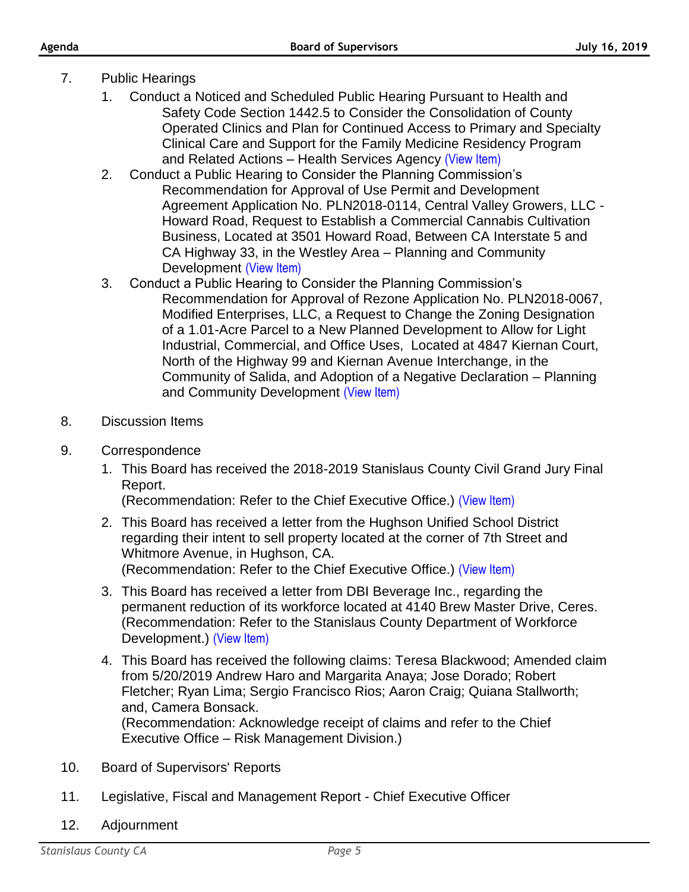7. Public Hearings
    1. Conduct a Noticed and Scheduled Public Hearing Pursuant to Health and Safety Code Section 1442.5 to Consider the Consolidation of County Operated Clinics and Plan for Continued Access to Primary and Specialty Clinical Care and Support for the Family Medicine Residency Program and Related Actions – Health Services Agency (View Item)
    2. Conduct a Public Hearing to Consider the Planning Commission's Recommendation for Approval of Use Permit and Development Agreement Application No. PLN2018-0114, Central Valley Growers, LLC - Howard Road, Request to Establish a Commercial Cannabis Cultivation Business, Located at 3501 Howard Road, Between CA Interstate 5 and CA Highway 33, in the Westley Area – Planning and Community Development (View Item)
    3. Conduct a Public Hearing to Consider the Planning Commission's Recommendation for Approval of Rezone Application No. PLN2018-0067, Modified Enterprises, LLC, a Request to Change the Zoning Designation of a 1.01-Acre Parcel to a New Planned Development to Allow for Light Industrial, Commercial, and Office Uses, Located at 4847 Kiernan Court, North of the Highway 99 and Kiernan Avenue Interchange, in the Community of Salida, and Adoption of a Negative Declaration – Planning and Community Development (View Item)

8. Discussion Items

9. Correspondence
    1. This Board has received the 2018-2019 Stanislaus County Civil Grand Jury Final Report.
       (Recommendation: Refer to the Chief Executive Office.) (View Item)
    2. This Board has received a letter from the Hughson Unified School District regarding their intent to sell property located at the corner of 7th Street and Whitmore Avenue, in Hughson, CA.
       (Recommendation: Refer to the Chief Executive Office.) (View Item)
    3. This Board has received a letter from DBI Beverage Inc., regarding the permanent reduction of its workforce located at 4140 Brew Master Drive, Ceres.
       (Recommendation: Refer to the Stanislaus County Department of Workforce Development.) (View Item)
    4. This Board has received the following claims: Teresa Blackwood; Amended claim from 5/20/2019 Andrew Haro and Margarita Anaya; Jose Dorado; Robert Fletcher; Ryan Lima; Sergio Francisco Rios; Aaron Craig; Quiana Stallworth; and, Camera Bonsack.
       (Recommendation: Acknowledge receipt of claims and refer to the Chief Executive Office – Risk Management Division.)

10. Board of Supervisors' Reports

11. Legislative, Fiscal and Management Report - Chief Executive Officer

12. Adjournment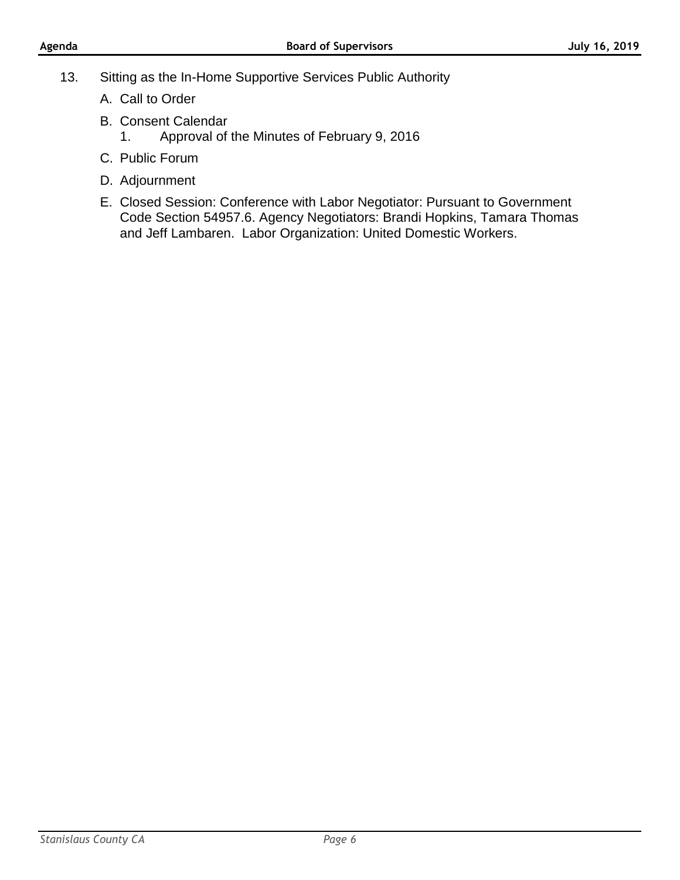13. Sitting as the In-Home Supportive Services Public Authority

    A. Call to Order

    B. Consent Calendar

       1. Approval of the Minutes of February 9, 2016

    C. Public Forum

    D. Adjournment

    E. Closed Session: Conference with Labor Negotiator: Pursuant to Government Code Section 54957.6. Agency Negotiators: Brandi Hopkins, Tamara Thomas and Jeff Lambaren. Labor Organization: United Domestic Workers.